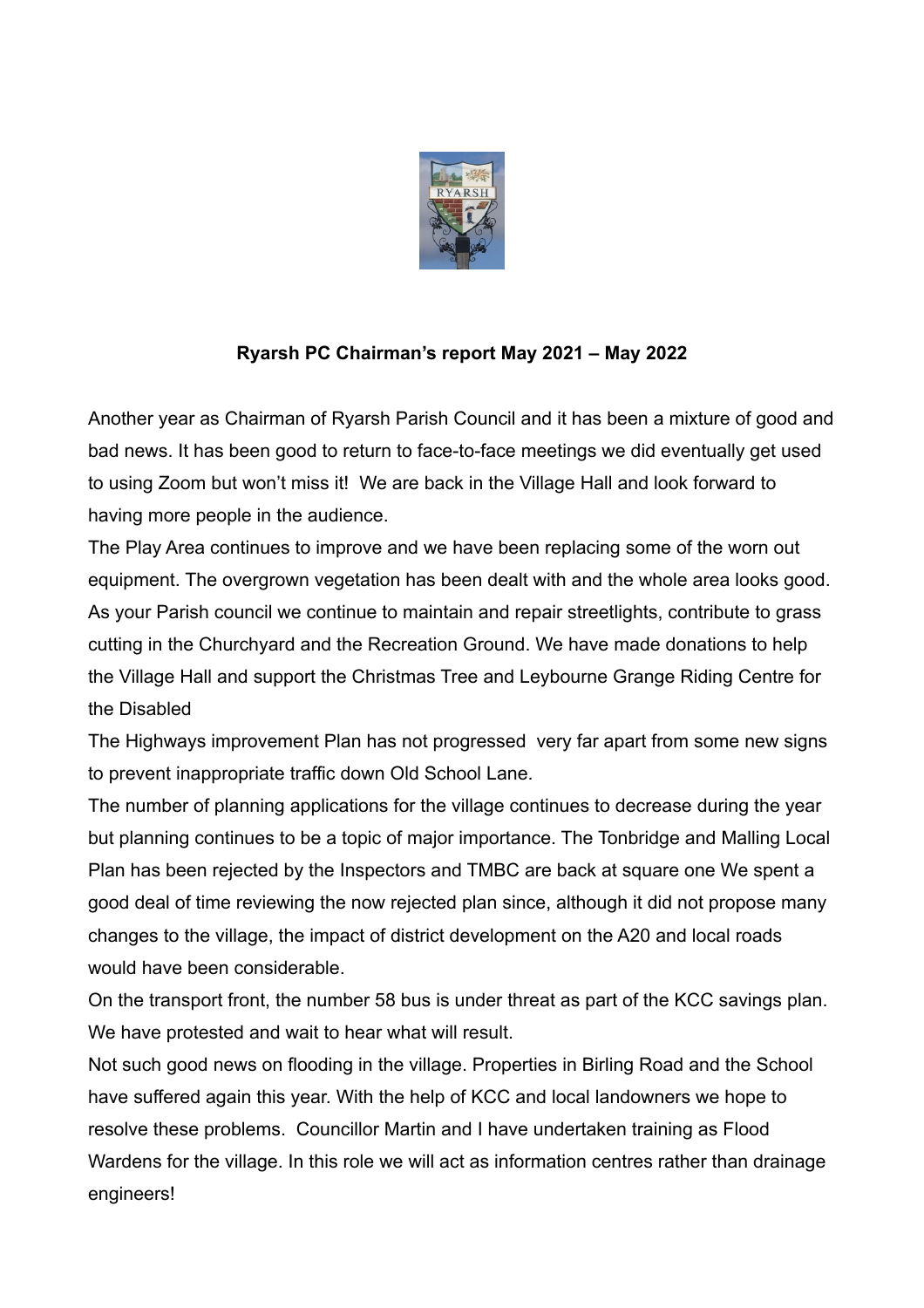**Ryarsh PC Chairman's report May 2021 – May 2022**

Another year as Chairman of Ryarsh Parish Council and it has been a mixture of good and bad news. It has been good to return to face-to-face meetings we did eventually get used to using Zoom but won't miss it! We are back in the Village Hall and look forward to having more people in the audience.

The Play Area continues to improve and we have been replacing some of the worn out equipment. The overgrown vegetation has been dealt with and the whole area looks good.

As your Parish council we continue to maintain and repair streetlights, contribute to grass cutting in the Churchyard and the Recreation Ground. We have made donations to help the Village Hall and support the Christmas Tree and Leybourne Grange Riding Centre for the Disabled

The Highways improvement Plan has not progressed very far apart from some new signs to prevent inappropriate traffic down Old School Lane.

The number of planning applications for the village continues to decrease during the year but planning continues to be a topic of major importance. The Tonbridge and Malling Local Plan has been rejected by the Inspectors and TMBC are back at square one We spent a good deal of time reviewing the now rejected plan since, although it did not propose many changes to the village, the impact of district development on the A20 and local roads would have been considerable.

On the transport front, the number 58 bus is under threat as part of the KCC savings plan. We have protested and wait to hear what will result.

Not such good news on flooding in the village. Properties in Birling Road and the School have suffered again this year. With the help of KCC and local landowners we hope to resolve these problems. Councillor Martin and I have undertaken training as Flood Wardens for the village. In this role we will act as information centres rather than drainage engineers!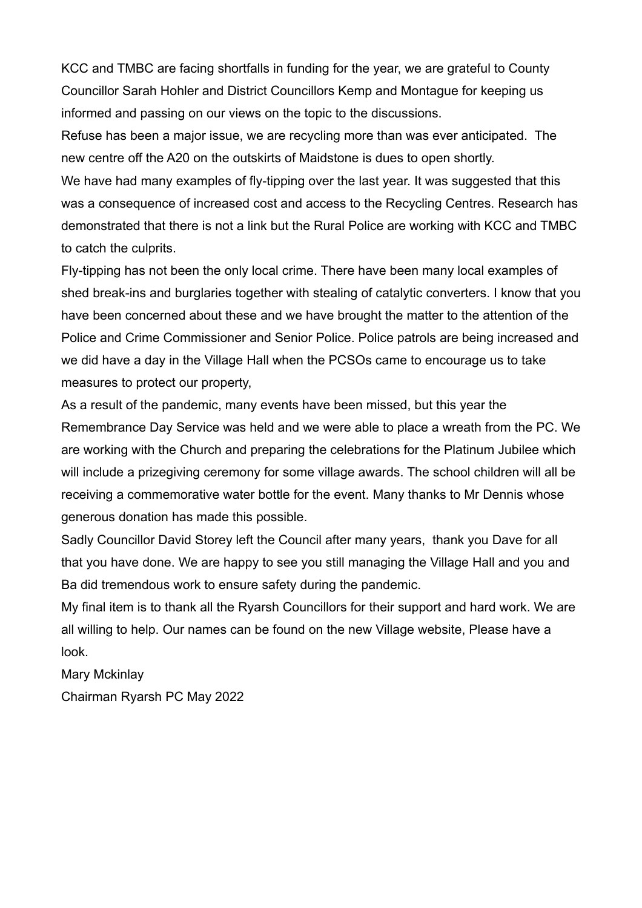KCC and TMBC are facing shortfalls in funding for the year, we are grateful to County Councillor Sarah Hohler and District Councillors Kemp and Montague for keeping us informed and passing on our views on the topic to the discussions.

Refuse has been a major issue, we are recycling more than was ever anticipated. The new centre off the A20 on the outskirts of Maidstone is dues to open shortly.

We have had many examples of fly-tipping over the last year. It was suggested that this was a consequence of increased cost and access to the Recycling Centres. Research has demonstrated that there is not a link but the Rural Police are working with KCC and TMBC to catch the culprits.

Fly-tipping has not been the only local crime. There have been many local examples of shed break-ins and burglaries together with stealing of catalytic converters. I know that you have been concerned about these and we have brought the matter to the attention of the Police and Crime Commissioner and Senior Police. Police patrols are being increased and we did have a day in the Village Hall when the PCSOs came to encourage us to take measures to protect our property,

As a result of the pandemic, many events have been missed, but this year the Remembrance Day Service was held and we were able to place a wreath from the PC. We are working with the Church and preparing the celebrations for the Platinum Jubilee which will include a prizegiving ceremony for some village awards. The school children will all be receiving a commemorative water bottle for the event. Many thanks to Mr Dennis whose generous donation has made this possible.

Sadly Councillor David Storey left the Council after many years, thank you Dave for all that you have done. We are happy to see you still managing the Village Hall and you and Ba did tremendous work to ensure safety during the pandemic.

My final item is to thank all the Ryarsh Councillors for their support and hard work. We are all willing to help. Our names can be found on the new Village website, Please have a look.

Mary Mckinlay

Chairman Ryarsh PC May 2022